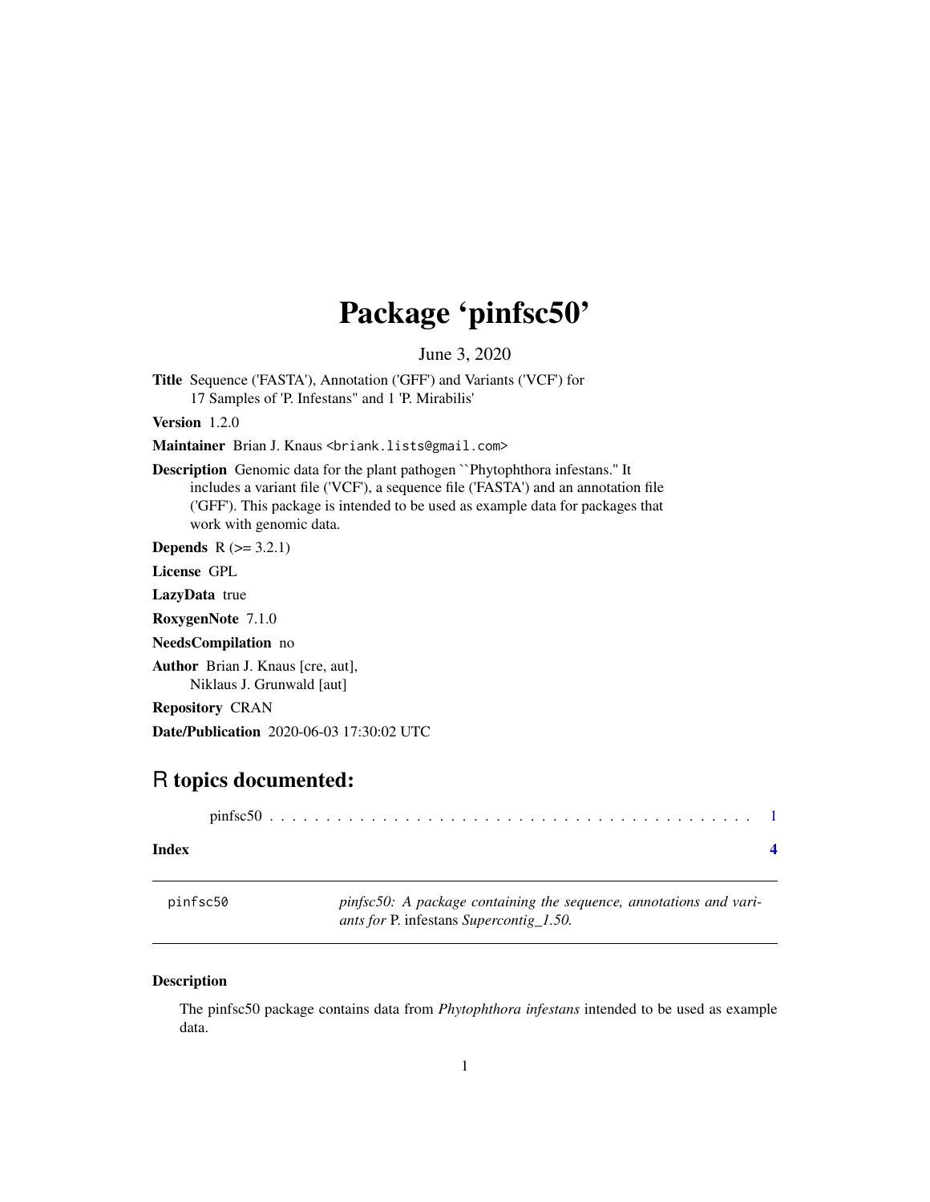# Package 'pinfsc50'

June 3, 2020

**Title** Sequence ('FASTA'), Annotation ('GFF') and Variants ('VCF') for 17 Samples of 'P. Infestans" and 1 'P. Mirabilis'

**Version** 1.2.0

**Maintainer** Brian J. Knaus <briank.lists@gmail.com>

**Description** Genomic data for the plant pathogen ``Phytophthora infestans." It includes a variant file ('VCF'), a sequence file ('FASTA') and an annotation file ('GFF'). This package is intended to be used as example data for packages that work with genomic data.

**Depends** R (>= 3.2.1)

**License** GPL

**LazyData** true

**RoxygenNote** 7.1.0

**NeedsCompilation** no

**Author** Brian J. Knaus [cre, aut], Niklaus J. Grunwald [aut]

**Repository** CRAN

**Date/Publication** 2020-06-03 17:30:02 UTC

## R topics documented:

pinfsc50 . . . . . . . . . . . . . . . . . . . . . . . . . . . . . . . . . . . . . . . . . . 1

**Index** 4

---

`pinfsc50` *pinfsc50: A package containing the sequence, annotations and variants for* P. infestans *Supercontig_1.50.*

---

### Description

The pinfsc50 package contains data from *Phytophthora infestans* intended to be used as example data.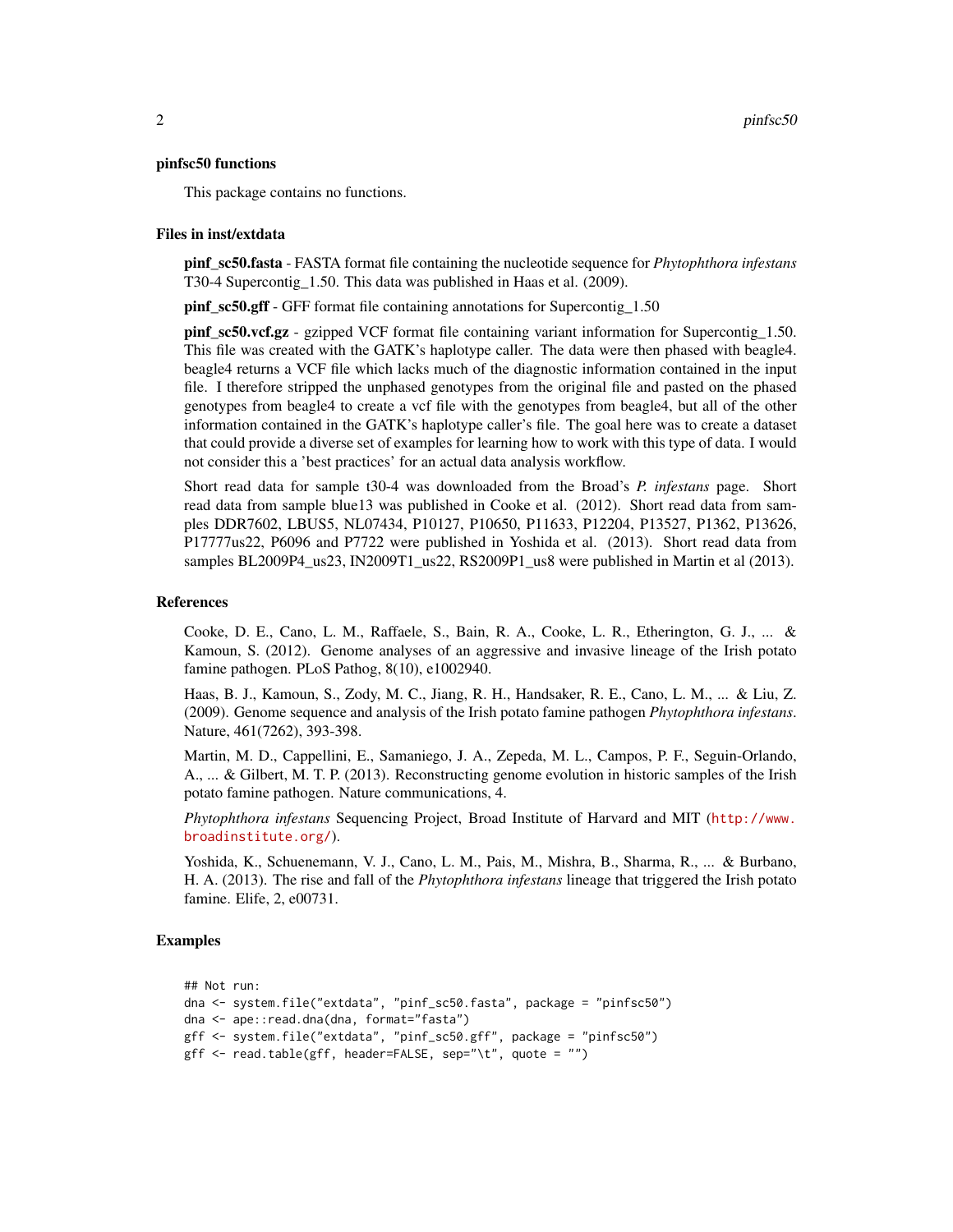### pinfsc50 functions

This package contains no functions.

### Files in inst/extdata

**pinf_sc50.fasta** - FASTA format file containing the nucleotide sequence for *Phytophthora infestans* T30-4 Supercontig_1.50. This data was published in Haas et al. (2009).

**pinf_sc50.gff** - GFF format file containing annotations for Supercontig_1.50

**pinf_sc50.vcf.gz** - gzipped VCF format file containing variant information for Supercontig_1.50. This file was created with the GATK's haplotype caller. The data were then phased with beagle4. beagle4 returns a VCF file which lacks much of the diagnostic information contained in the input file. I therefore stripped the unphased genotypes from the original file and pasted on the phased genotypes from beagle4 to create a vcf file with the genotypes from beagle4, but all of the other information contained in the GATK's haplotype caller's file. The goal here was to create a dataset that could provide a diverse set of examples for learning how to work with this type of data. I would not consider this a 'best practices' for an actual data analysis workflow.

Short read data for sample t30-4 was downloaded from the Broad's *P. infestans* page. Short read data from sample blue13 was published in Cooke et al. (2012). Short read data from samples DDR7602, LBUS5, NL07434, P10127, P10650, P11633, P12204, P13527, P1362, P13626, P17777us22, P6096 and P7722 were published in Yoshida et al. (2013). Short read data from samples BL2009P4_us23, IN2009T1_us22, RS2009P1_us8 were published in Martin et al (2013).

### References

Cooke, D. E., Cano, L. M., Raffaele, S., Bain, R. A., Cooke, L. R., Etherington, G. J., ... & Kamoun, S. (2012). Genome analyses of an aggressive and invasive lineage of the Irish potato famine pathogen. PLoS Pathog, 8(10), e1002940.

Haas, B. J., Kamoun, S., Zody, M. C., Jiang, R. H., Handsaker, R. E., Cano, L. M., ... & Liu, Z. (2009). Genome sequence and analysis of the Irish potato famine pathogen *Phytophthora infestans*. Nature, 461(7262), 393-398.

Martin, M. D., Cappellini, E., Samaniego, J. A., Zepeda, M. L., Campos, P. F., Seguin-Orlando, A., ... & Gilbert, M. T. P. (2013). Reconstructing genome evolution in historic samples of the Irish potato famine pathogen. Nature communications, 4.

*Phytophthora infestans* Sequencing Project, Broad Institute of Harvard and MIT (http://www.broadinstitute.org/).

Yoshida, K., Schuenemann, V. J., Cano, L. M., Pais, M., Mishra, B., Sharma, R., ... & Burbano, H. A. (2013). The rise and fall of the *Phytophthora infestans* lineage that triggered the Irish potato famine. Elife, 2, e00731.

### Examples

```
## Not run:
dna <- system.file("extdata", "pinf_sc50.fasta", package = "pinfsc50")
dna <- ape::read.dna(dna, format="fasta")
gff <- system.file("extdata", "pinf_sc50.gff", package = "pinfsc50")
gff <- read.table(gff, header=FALSE, sep="\t", quote = "")
```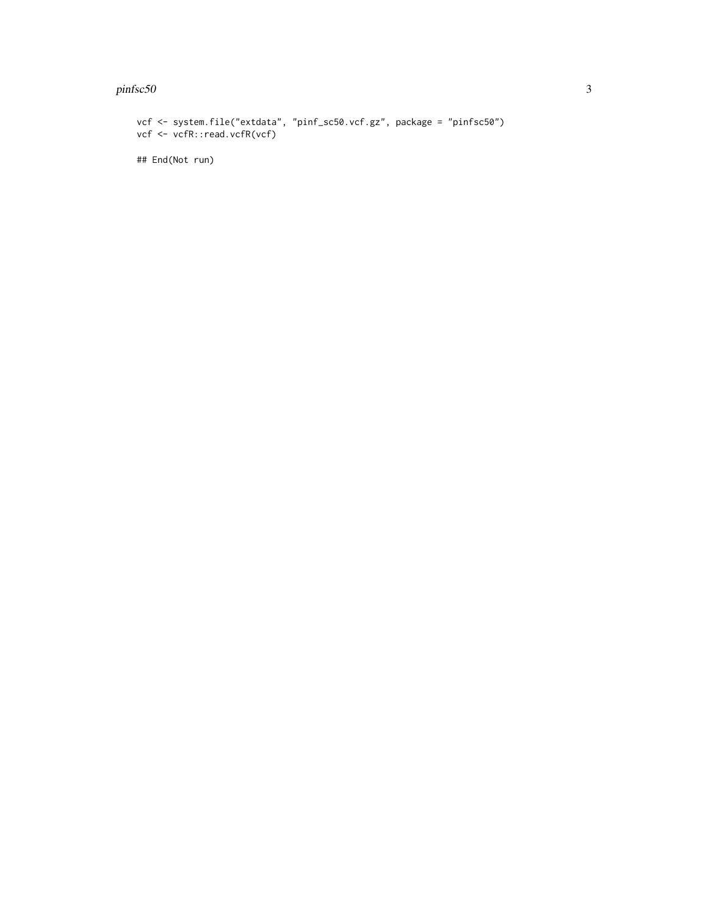```
vcf <- system.file("extdata", "pinf_sc50.vcf.gz", package = "pinfsc50")
vcf <- vcfR::read.vcfR(vcf)

## End(Not run)
```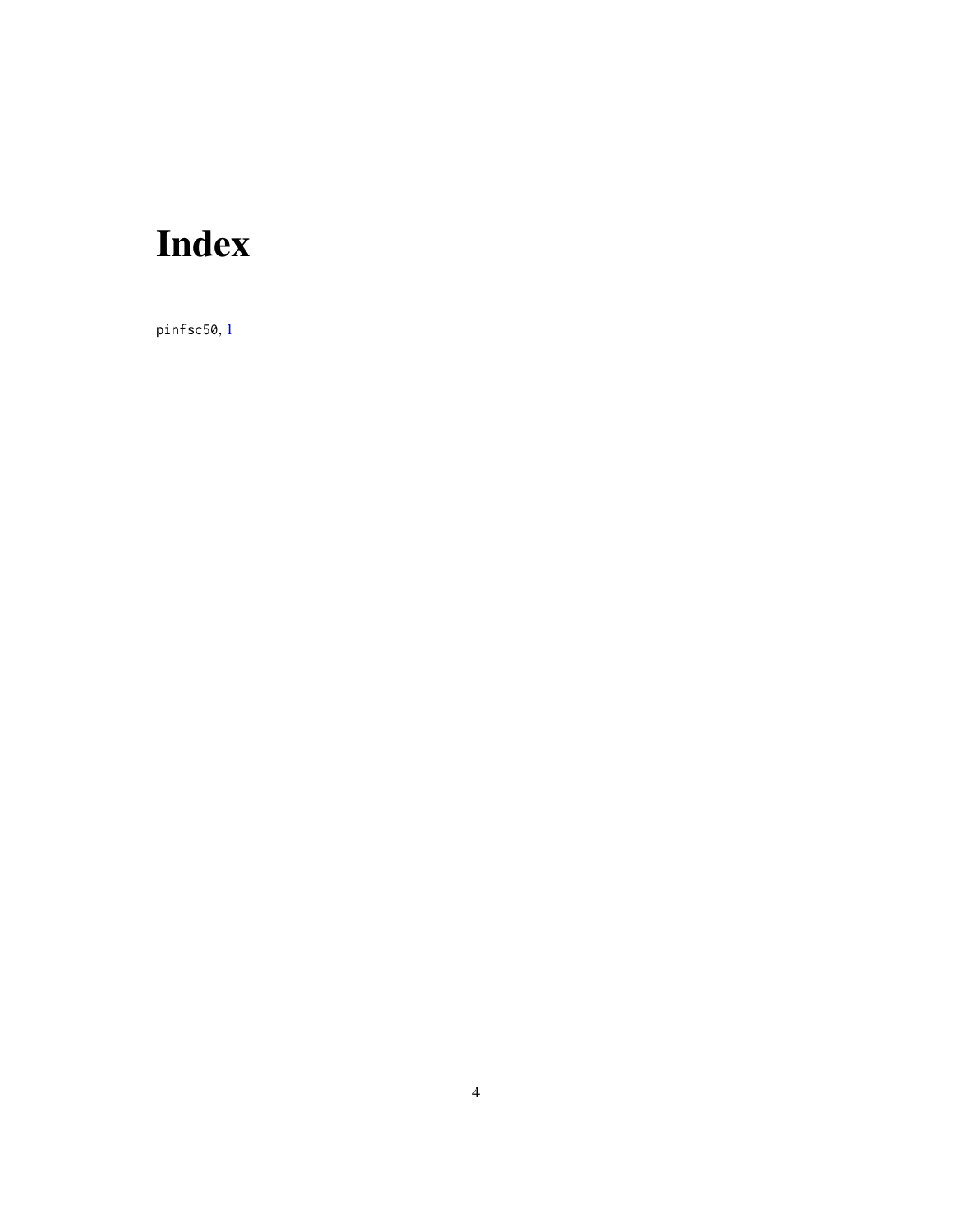# Index

pinfsc50, 1